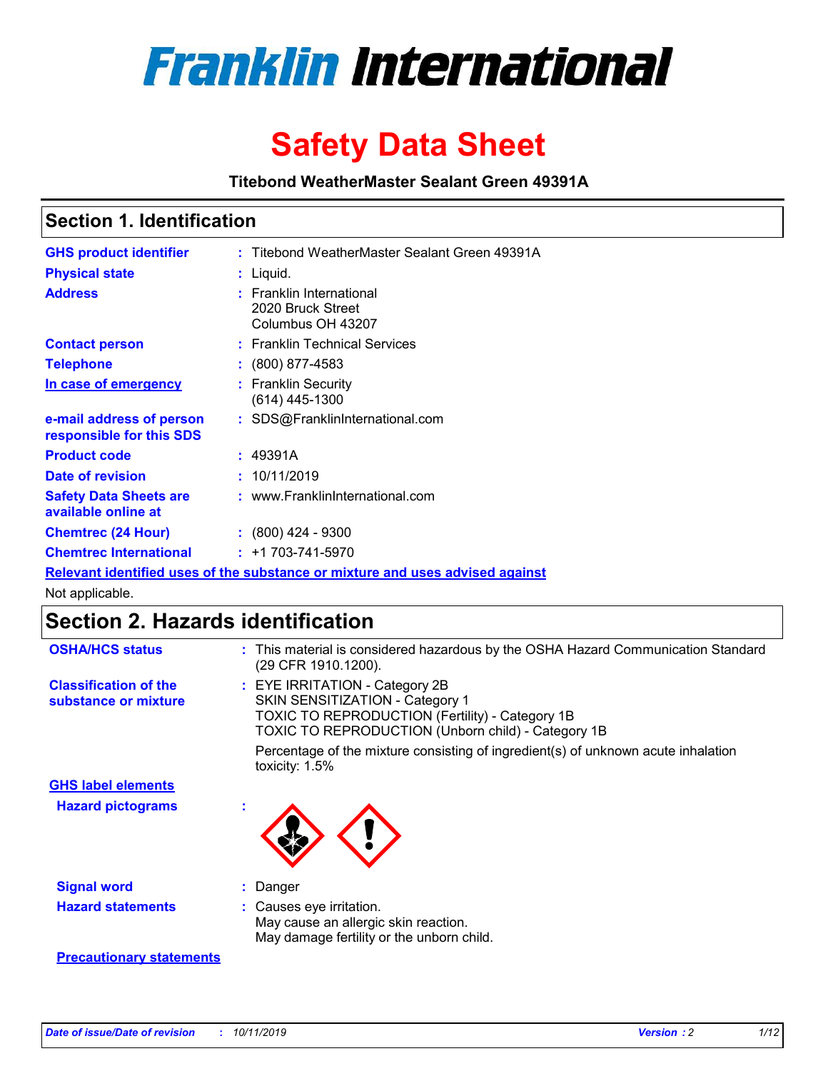# Franklin International

# Safety Data Sheet

**Titebond WeatherMaster Sealant Green 49391A**

## Section 1. Identification

| | | |
|---|---|---|
| **GHS product identifier** | : | Titebond WeatherMaster Sealant Green 49391A |
| **Physical state** | : | Liquid. |
| **Address** | : | Franklin International<br>2020 Bruck Street<br>Columbus OH 43207 |
| **Contact person** | : | Franklin Technical Services |
| **Telephone** | : | (800) 877-4583 |
| **In case of emergency** | : | Franklin Security<br>(614) 445-1300 |
| **e-mail address of person responsible for this SDS** | : | SDS@FranklinInternational.com |
| **Product code** | : | 49391A |
| **Date of revision** | : | 10/11/2019 |
| **Safety Data Sheets are available online at** | : | www.FranklinInternational.com |
| **Chemtrec (24 Hour)** | : | (800) 424 - 9300 |
| **Chemtrec International** | : | +1 703-741-5970 |

**Relevant identified uses of the substance or mixture and uses advised against**

Not applicable.

## Section 2. Hazards identification

**OSHA/HCS status** : This material is considered hazardous by the OSHA Hazard Communication Standard (29 CFR 1910.1200).

**Classification of the substance or mixture** : EYE IRRITATION - Category 2B
SKIN SENSITIZATION - Category 1
TOXIC TO REPRODUCTION (Fertility) - Category 1B
TOXIC TO REPRODUCTION (Unborn child) - Category 1B

Percentage of the mixture consisting of ingredient(s) of unknown acute inhalation toxicity: 1.5%

**GHS label elements**

**Hazard pictograms** :

**Signal word** : Danger

**Hazard statements** : Causes eye irritation.
May cause an allergic skin reaction.
May damage fertility or the unborn child.

**Precautionary statements**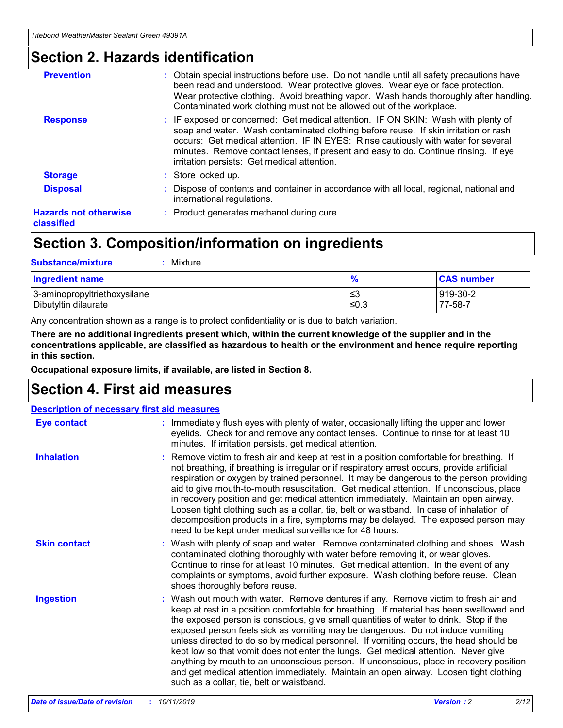## Section 2. Hazards identification

| | |
|---|---|
| **Prevention** | : Obtain special instructions before use. Do not handle until all safety precautions have been read and understood. Wear protective gloves. Wear eye or face protection. Wear protective clothing. Avoid breathing vapor. Wash hands thoroughly after handling. Contaminated work clothing must not be allowed out of the workplace. |
| **Response** | : IF exposed or concerned: Get medical attention. IF ON SKIN: Wash with plenty of soap and water. Wash contaminated clothing before reuse. If skin irritation or rash occurs: Get medical attention. IF IN EYES: Rinse cautiously with water for several minutes. Remove contact lenses, if present and easy to do. Continue rinsing. If eye irritation persists: Get medical attention. |
| **Storage** | : Store locked up. |
| **Disposal** | : Dispose of contents and container in accordance with all local, regional, national and international regulations. |
| **Hazards not otherwise classified** | : Product generates methanol during cure. |

## Section 3. Composition/information on ingredients

**Substance/mixture** : Mixture

| Ingredient name | % | CAS number |
|---|---|---|
| 3-aminopropyltriethoxysilane | ≤3 | 919-30-2 |
| Dibutyltin dilaurate | ≤0.3 | 77-58-7 |

Any concentration shown as a range is to protect confidentiality or is due to batch variation.

**There are no additional ingredients present which, within the current knowledge of the supplier and in the concentrations applicable, are classified as hazardous to health or the environment and hence require reporting in this section.**

**Occupational exposure limits, if available, are listed in Section 8.**

## Section 4. First aid measures

**Description of necessary first aid measures**

| | |
|---|---|
| **Eye contact** | : Immediately flush eyes with plenty of water, occasionally lifting the upper and lower eyelids. Check for and remove any contact lenses. Continue to rinse for at least 10 minutes. If irritation persists, get medical attention. |
| **Inhalation** | : Remove victim to fresh air and keep at rest in a position comfortable for breathing. If not breathing, if breathing is irregular or if respiratory arrest occurs, provide artificial respiration or oxygen by trained personnel. It may be dangerous to the person providing aid to give mouth-to-mouth resuscitation. Get medical attention. If unconscious, place in recovery position and get medical attention immediately. Maintain an open airway. Loosen tight clothing such as a collar, tie, belt or waistband. In case of inhalation of decomposition products in a fire, symptoms may be delayed. The exposed person may need to be kept under medical surveillance for 48 hours. |
| **Skin contact** | : Wash with plenty of soap and water. Remove contaminated clothing and shoes. Wash contaminated clothing thoroughly with water before removing it, or wear gloves. Continue to rinse for at least 10 minutes. Get medical attention. In the event of any complaints or symptoms, avoid further exposure. Wash clothing before reuse. Clean shoes thoroughly before reuse. |
| **Ingestion** | : Wash out mouth with water. Remove dentures if any. Remove victim to fresh air and keep at rest in a position comfortable for breathing. If material has been swallowed and the exposed person is conscious, give small quantities of water to drink. Stop if the exposed person feels sick as vomiting may be dangerous. Do not induce vomiting unless directed to do so by medical personnel. If vomiting occurs, the head should be kept low so that vomit does not enter the lungs. Get medical attention. Never give anything by mouth to an unconscious person. If unconscious, place in recovery position and get medical attention immediately. Maintain an open airway. Loosen tight clothing such as a collar, tie, belt or waistband. |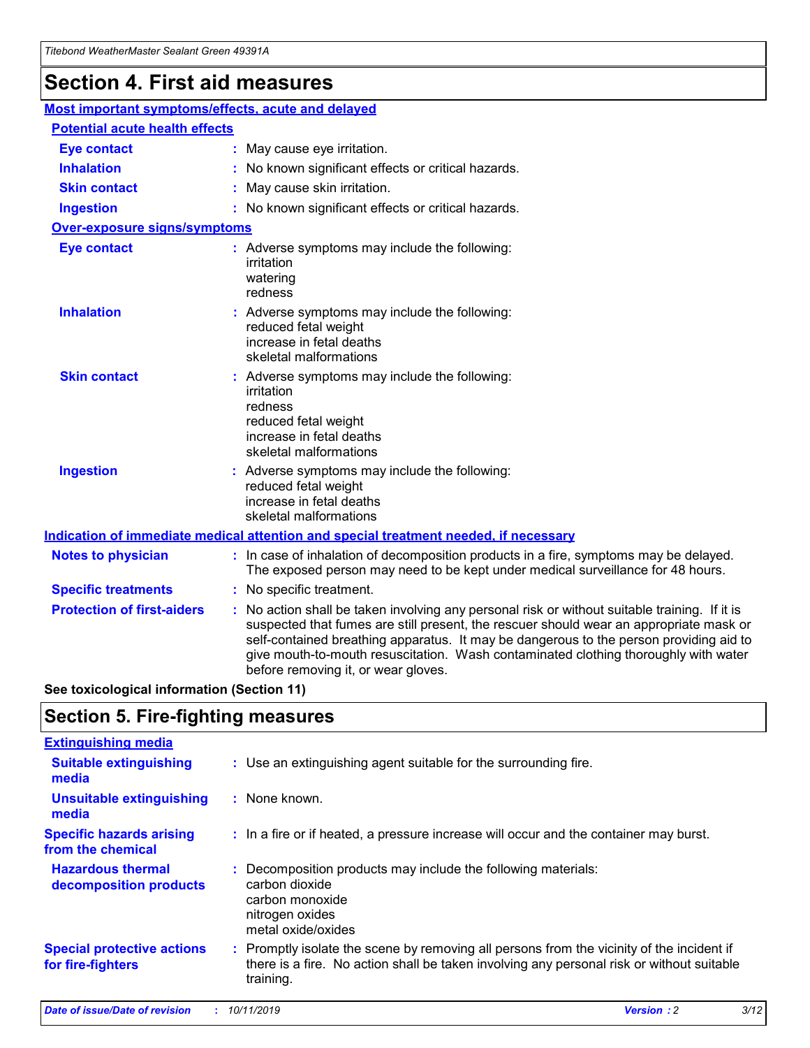# Section 4. First aid measures

### Most important symptoms/effects, acute and delayed

#### Potential acute health effects

| | |
|---|---|
| **Eye contact** | : May cause eye irritation. |
| **Inhalation** | : No known significant effects or critical hazards. |
| **Skin contact** | : May cause skin irritation. |
| **Ingestion** | : No known significant effects or critical hazards. |

#### Over-exposure signs/symptoms

| | |
|---|---|
| **Eye contact** | : Adverse symptoms may include the following: irritation watering redness |
| **Inhalation** | : Adverse symptoms may include the following: reduced fetal weight increase in fetal deaths skeletal malformations |
| **Skin contact** | : Adverse symptoms may include the following: irritation redness reduced fetal weight increase in fetal deaths skeletal malformations |
| **Ingestion** | : Adverse symptoms may include the following: reduced fetal weight increase in fetal deaths skeletal malformations |

### Indication of immediate medical attention and special treatment needed, if necessary

| | |
|---|---|
| **Notes to physician** | : In case of inhalation of decomposition products in a fire, symptoms may be delayed. The exposed person may need to be kept under medical surveillance for 48 hours. |
| **Specific treatments** | : No specific treatment. |
| **Protection of first-aiders** | : No action shall be taken involving any personal risk or without suitable training. If it is suspected that fumes are still present, the rescuer should wear an appropriate mask or self-contained breathing apparatus. It may be dangerous to the person providing aid to give mouth-to-mouth resuscitation. Wash contaminated clothing thoroughly with water before removing it, or wear gloves. |

**See toxicological information (Section 11)**

# Section 5. Fire-fighting measures

### Extinguishing media

| | |
|---|---|
| **Suitable extinguishing media** | : Use an extinguishing agent suitable for the surrounding fire. |
| **Unsuitable extinguishing media** | : None known. |
| **Specific hazards arising from the chemical** | : In a fire or if heated, a pressure increase will occur and the container may burst. |
| **Hazardous thermal decomposition products** | : Decomposition products may include the following materials: carbon dioxide carbon monoxide nitrogen oxides metal oxide/oxides |
| **Special protective actions for fire-fighters** | : Promptly isolate the scene by removing all persons from the vicinity of the incident if there is a fire. No action shall be taken involving any personal risk or without suitable training. |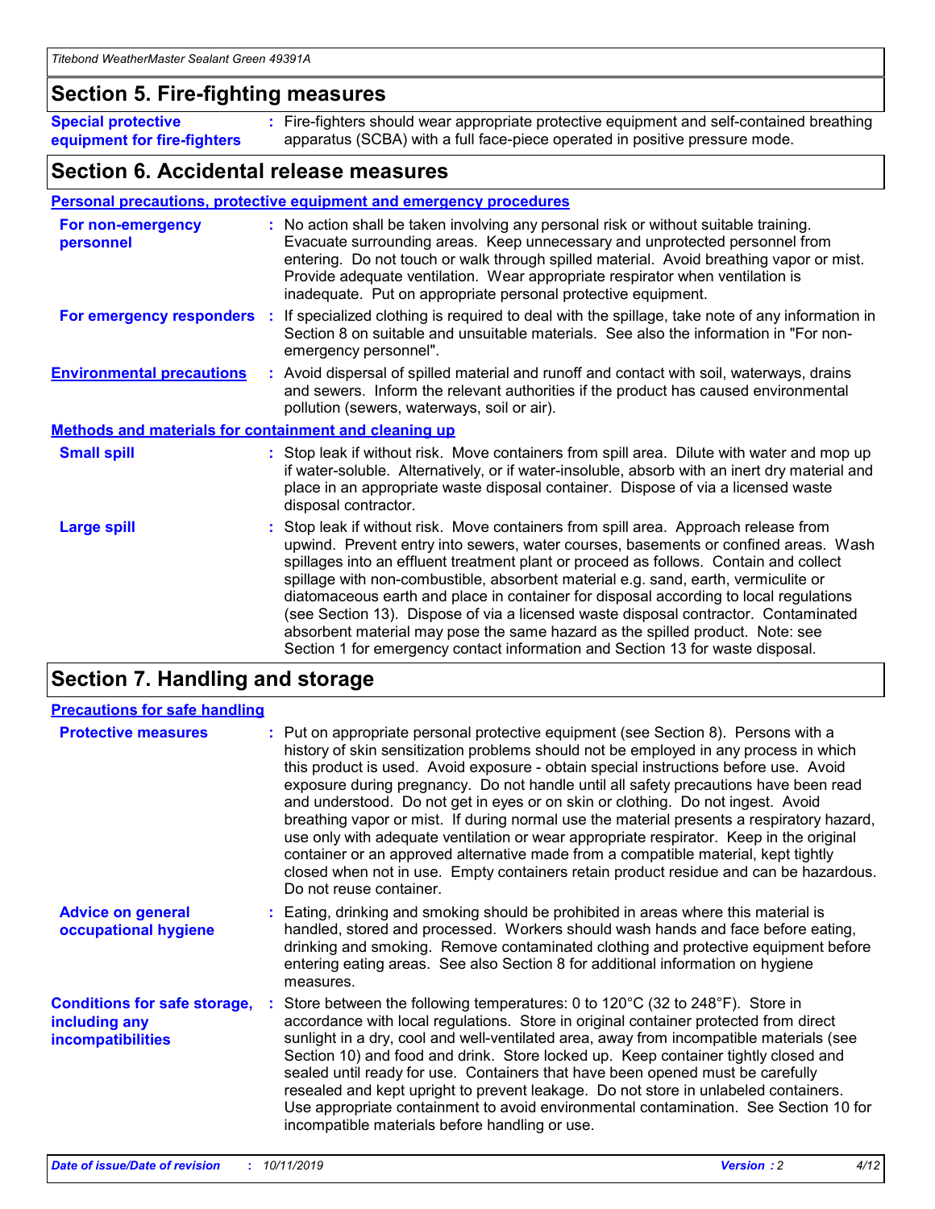## Section 5. Fire-fighting measures

**Special protective equipment for fire-fighters** : Fire-fighters should wear appropriate protective equipment and self-contained breathing apparatus (SCBA) with a full face-piece operated in positive pressure mode.

## Section 6. Accidental release measures

### Personal precautions, protective equipment and emergency procedures

**For non-emergency personnel** : No action shall be taken involving any personal risk or without suitable training. Evacuate surrounding areas. Keep unnecessary and unprotected personnel from entering. Do not touch or walk through spilled material. Avoid breathing vapor or mist. Provide adequate ventilation. Wear appropriate respirator when ventilation is inadequate. Put on appropriate personal protective equipment.

**For emergency responders** : If specialized clothing is required to deal with the spillage, take note of any information in Section 8 on suitable and unsuitable materials. See also the information in "For non-emergency personnel".

**Environmental precautions** : Avoid dispersal of spilled material and runoff and contact with soil, waterways, drains and sewers. Inform the relevant authorities if the product has caused environmental pollution (sewers, waterways, soil or air).

### Methods and materials for containment and cleaning up

**Small spill** : Stop leak if without risk. Move containers from spill area. Dilute with water and mop up if water-soluble. Alternatively, or if water-insoluble, absorb with an inert dry material and place in an appropriate waste disposal container. Dispose of via a licensed waste disposal contractor.

**Large spill** : Stop leak if without risk. Move containers from spill area. Approach release from upwind. Prevent entry into sewers, water courses, basements or confined areas. Wash spillages into an effluent treatment plant or proceed as follows. Contain and collect spillage with non-combustible, absorbent material e.g. sand, earth, vermiculite or diatomaceous earth and place in container for disposal according to local regulations (see Section 13). Dispose of via a licensed waste disposal contractor. Contaminated absorbent material may pose the same hazard as the spilled product. Note: see Section 1 for emergency contact information and Section 13 for waste disposal.

## Section 7. Handling and storage

### Precautions for safe handling

**Protective measures** : Put on appropriate personal protective equipment (see Section 8). Persons with a history of skin sensitization problems should not be employed in any process in which this product is used. Avoid exposure - obtain special instructions before use. Avoid exposure during pregnancy. Do not handle until all safety precautions have been read and understood. Do not get in eyes or on skin or clothing. Do not ingest. Avoid breathing vapor or mist. If during normal use the material presents a respiratory hazard, use only with adequate ventilation or wear appropriate respirator. Keep in the original container or an approved alternative made from a compatible material, kept tightly closed when not in use. Empty containers retain product residue and can be hazardous. Do not reuse container.

**Advice on general occupational hygiene** : Eating, drinking and smoking should be prohibited in areas where this material is handled, stored and processed. Workers should wash hands and face before eating, drinking and smoking. Remove contaminated clothing and protective equipment before entering eating areas. See also Section 8 for additional information on hygiene measures.

**Conditions for safe storage, including any incompatibilities** : Store between the following temperatures: 0 to 120°C (32 to 248°F). Store in accordance with local regulations. Store in original container protected from direct sunlight in a dry, cool and well-ventilated area, away from incompatible materials (see Section 10) and food and drink. Store locked up. Keep container tightly closed and sealed until ready for use. Containers that have been opened must be carefully resealed and kept upright to prevent leakage. Do not store in unlabeled containers. Use appropriate containment to avoid environmental contamination. See Section 10 for incompatible materials before handling or use.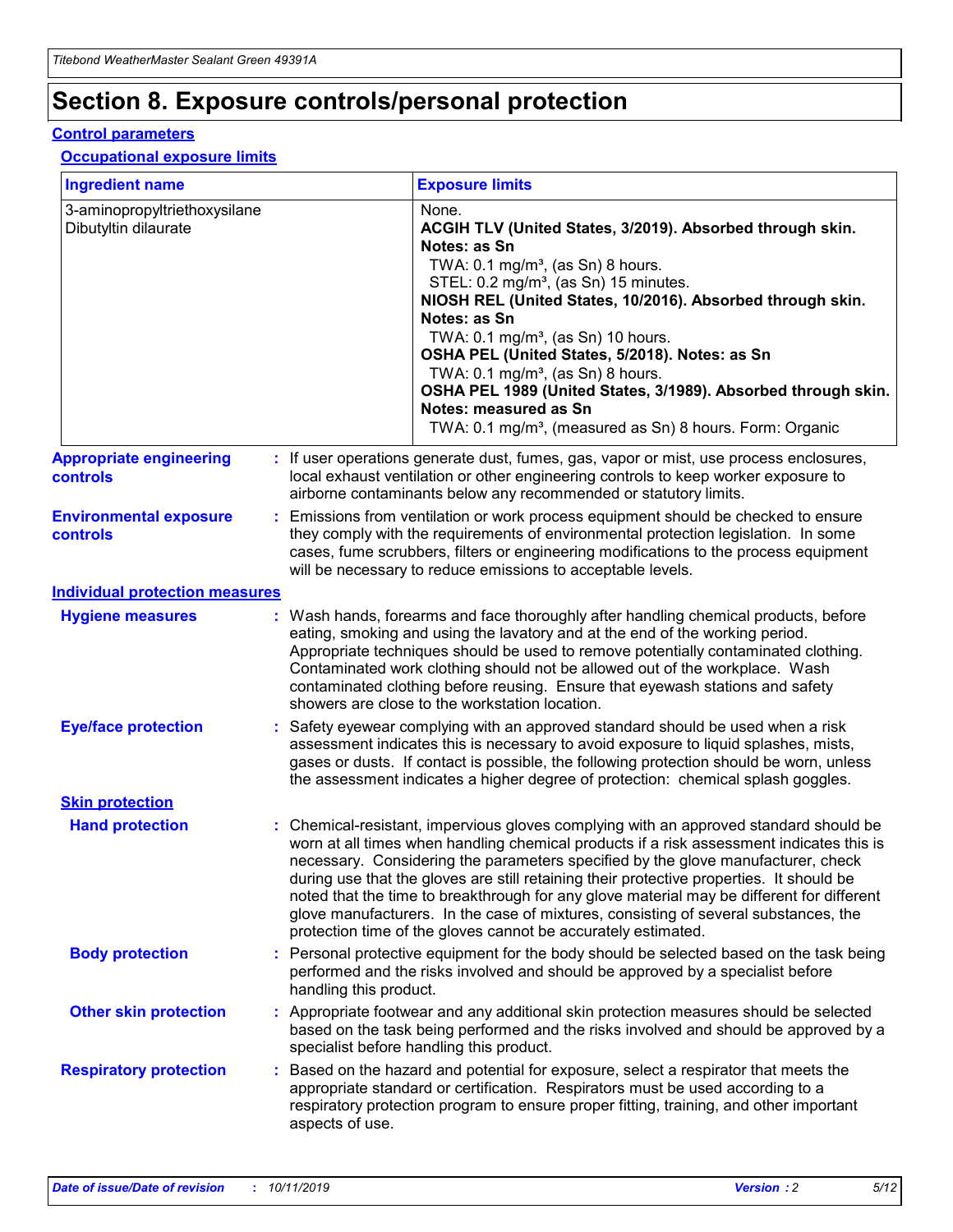# Section 8. Exposure controls/personal protection

## Control parameters

### Occupational exposure limits

| Ingredient name | Exposure limits |
|---|---|
| 3-aminopropyltriethoxysilane<br>Dibutyltin dilaurate | None.<br>**ACGIH TLV (United States, 3/2019). Absorbed through skin. Notes: as Sn**<br>TWA: 0.1 mg/m³, (as Sn) 8 hours.<br>STEL: 0.2 mg/m³, (as Sn) 15 minutes.<br>**NIOSH REL (United States, 10/2016). Absorbed through skin. Notes: as Sn**<br>TWA: 0.1 mg/m³, (as Sn) 10 hours.<br>**OSHA PEL (United States, 5/2018). Notes: as Sn**<br>TWA: 0.1 mg/m³, (as Sn) 8 hours.<br>**OSHA PEL 1989 (United States, 3/1989). Absorbed through skin. Notes: measured as Sn**<br>TWA: 0.1 mg/m³, (measured as Sn) 8 hours. Form: Organic |

**Appropriate engineering controls** : If user operations generate dust, fumes, gas, vapor or mist, use process enclosures, local exhaust ventilation or other engineering controls to keep worker exposure to airborne contaminants below any recommended or statutory limits.

**Environmental exposure controls** : Emissions from ventilation or work process equipment should be checked to ensure they comply with the requirements of environmental protection legislation. In some cases, fume scrubbers, filters or engineering modifications to the process equipment will be necessary to reduce emissions to acceptable levels.

## Individual protection measures

**Hygiene measures** : Wash hands, forearms and face thoroughly after handling chemical products, before eating, smoking and using the lavatory and at the end of the working period. Appropriate techniques should be used to remove potentially contaminated clothing. Contaminated work clothing should not be allowed out of the workplace. Wash contaminated clothing before reusing. Ensure that eyewash stations and safety showers are close to the workstation location.

**Eye/face protection** : Safety eyewear complying with an approved standard should be used when a risk assessment indicates this is necessary to avoid exposure to liquid splashes, mists, gases or dusts. If contact is possible, the following protection should be worn, unless the assessment indicates a higher degree of protection: chemical splash goggles.

### Skin protection

**Hand protection** : Chemical-resistant, impervious gloves complying with an approved standard should be worn at all times when handling chemical products if a risk assessment indicates this is necessary. Considering the parameters specified by the glove manufacturer, check during use that the gloves are still retaining their protective properties. It should be noted that the time to breakthrough for any glove material may be different for different glove manufacturers. In the case of mixtures, consisting of several substances, the protection time of the gloves cannot be accurately estimated.

**Body protection** : Personal protective equipment for the body should be selected based on the task being performed and the risks involved and should be approved by a specialist before handling this product.

**Other skin protection** : Appropriate footwear and any additional skin protection measures should be selected based on the task being performed and the risks involved and should be approved by a specialist before handling this product.

**Respiratory protection** : Based on the hazard and potential for exposure, select a respirator that meets the appropriate standard or certification. Respirators must be used according to a respiratory protection program to ensure proper fitting, training, and other important aspects of use.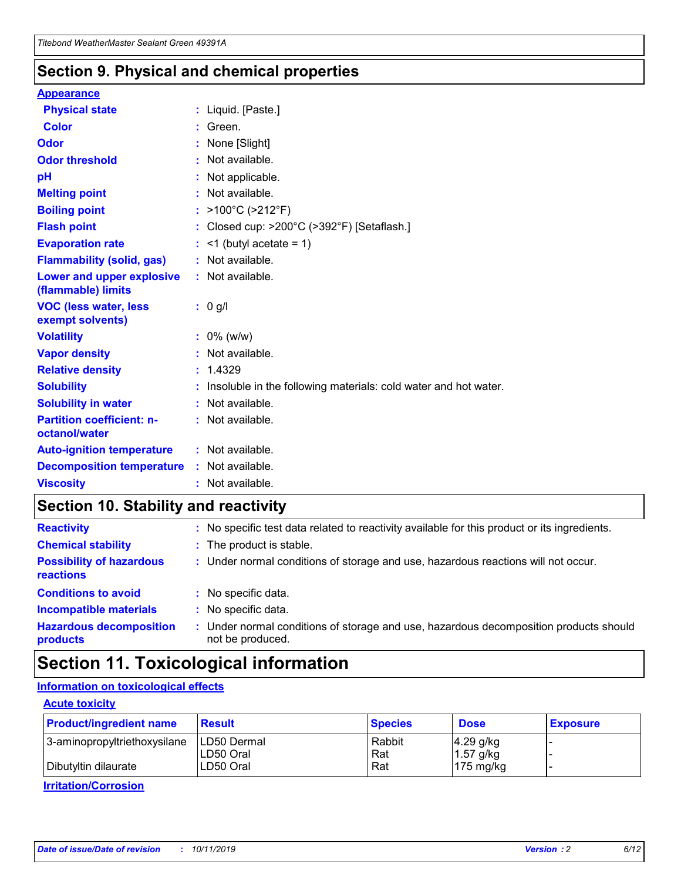## Section 9. Physical and chemical properties

### Appearance

| | | |
|---|---|---|
| **Physical state** | : | Liquid. [Paste.] |
| **Color** | : | Green. |
| **Odor** | : | None [Slight] |
| **Odor threshold** | : | Not available. |
| **pH** | : | Not applicable. |
| **Melting point** | : | Not available. |
| **Boiling point** | : | >100°C (>212°F) |
| **Flash point** | : | Closed cup: >200°C (>392°F) [Setaflash.] |
| **Evaporation rate** | : | <1 (butyl acetate = 1) |
| **Flammability (solid, gas)** | : | Not available. |
| **Lower and upper explosive (flammable) limits** | : | Not available. |
| **VOC (less water, less exempt solvents)** | : | 0 g/l |
| **Volatility** | : | 0% (w/w) |
| **Vapor density** | : | Not available. |
| **Relative density** | : | 1.4329 |
| **Solubility** | : | Insoluble in the following materials: cold water and hot water. |
| **Solubility in water** | : | Not available. |
| **Partition coefficient: n-octanol/water** | : | Not available. |
| **Auto-ignition temperature** | : | Not available. |
| **Decomposition temperature** | : | Not available. |
| **Viscosity** | : | Not available. |

## Section 10. Stability and reactivity

| | | |
|---|---|---|
| **Reactivity** | : | No specific test data related to reactivity available for this product or its ingredients. |
| **Chemical stability** | : | The product is stable. |
| **Possibility of hazardous reactions** | : | Under normal conditions of storage and use, hazardous reactions will not occur. |
| **Conditions to avoid** | : | No specific data. |
| **Incompatible materials** | : | No specific data. |
| **Hazardous decomposition products** | : | Under normal conditions of storage and use, hazardous decomposition products should not be produced. |

## Section 11. Toxicological information

### Information on toxicological effects

#### Acute toxicity

| Product/ingredient name | Result | Species | Dose | Exposure |
|---|---|---|---|---|
| 3-aminopropyltriethoxysilane | LD50 Dermal | Rabbit | 4.29 g/kg | - |
| | LD50 Oral | Rat | 1.57 g/kg | - |
| Dibutyltin dilaurate | LD50 Oral | Rat | 175 mg/kg | - |

#### Irritation/Corrosion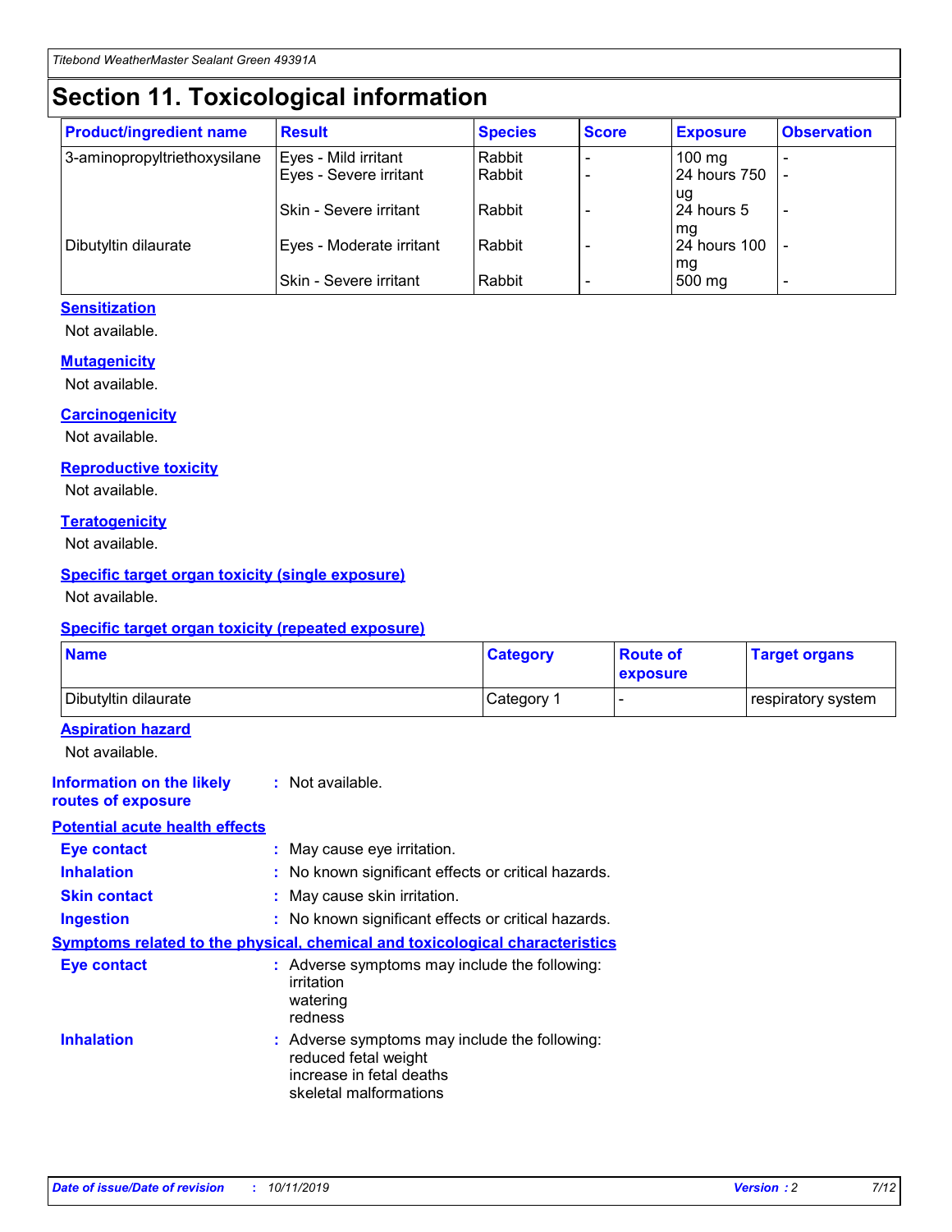# Section 11. Toxicological information

| Product/ingredient name | Result | Species | Score | Exposure | Observation |
|---|---|---|---|---|---|
| 3-aminopropyltriethoxysilane | Eyes - Mild irritant | Rabbit | - | 100 mg | - |
| | Eyes - Severe irritant | Rabbit | - | 24 hours 750 ug | - |
| | Skin - Severe irritant | Rabbit | - | 24 hours 5 mg | - |
| Dibutyltin dilaurate | Eyes - Moderate irritant | Rabbit | - | 24 hours 100 mg | - |
| | Skin - Severe irritant | Rabbit | - | 500 mg | - |

**Sensitization**

Not available.

**Mutagenicity**

Not available.

**Carcinogenicity**

Not available.

**Reproductive toxicity**

Not available.

**Teratogenicity**

Not available.

**Specific target organ toxicity (single exposure)**

Not available.

**Specific target organ toxicity (repeated exposure)**

| Name | Category | Route of exposure | Target organs |
|---|---|---|---|
| Dibutyltin dilaurate | Category 1 | - | respiratory system |

**Aspiration hazard**

Not available.

**Information on the likely routes of exposure** : Not available.

**Potential acute health effects**

**Eye contact** : May cause eye irritation.

**Inhalation** : No known significant effects or critical hazards.

**Skin contact** : May cause skin irritation.

**Ingestion** : No known significant effects or critical hazards.

**Symptoms related to the physical, chemical and toxicological characteristics**

**Eye contact** : Adverse symptoms may include the following:
irritation
watering
redness

**Inhalation** : Adverse symptoms may include the following:
reduced fetal weight
increase in fetal deaths
skeletal malformations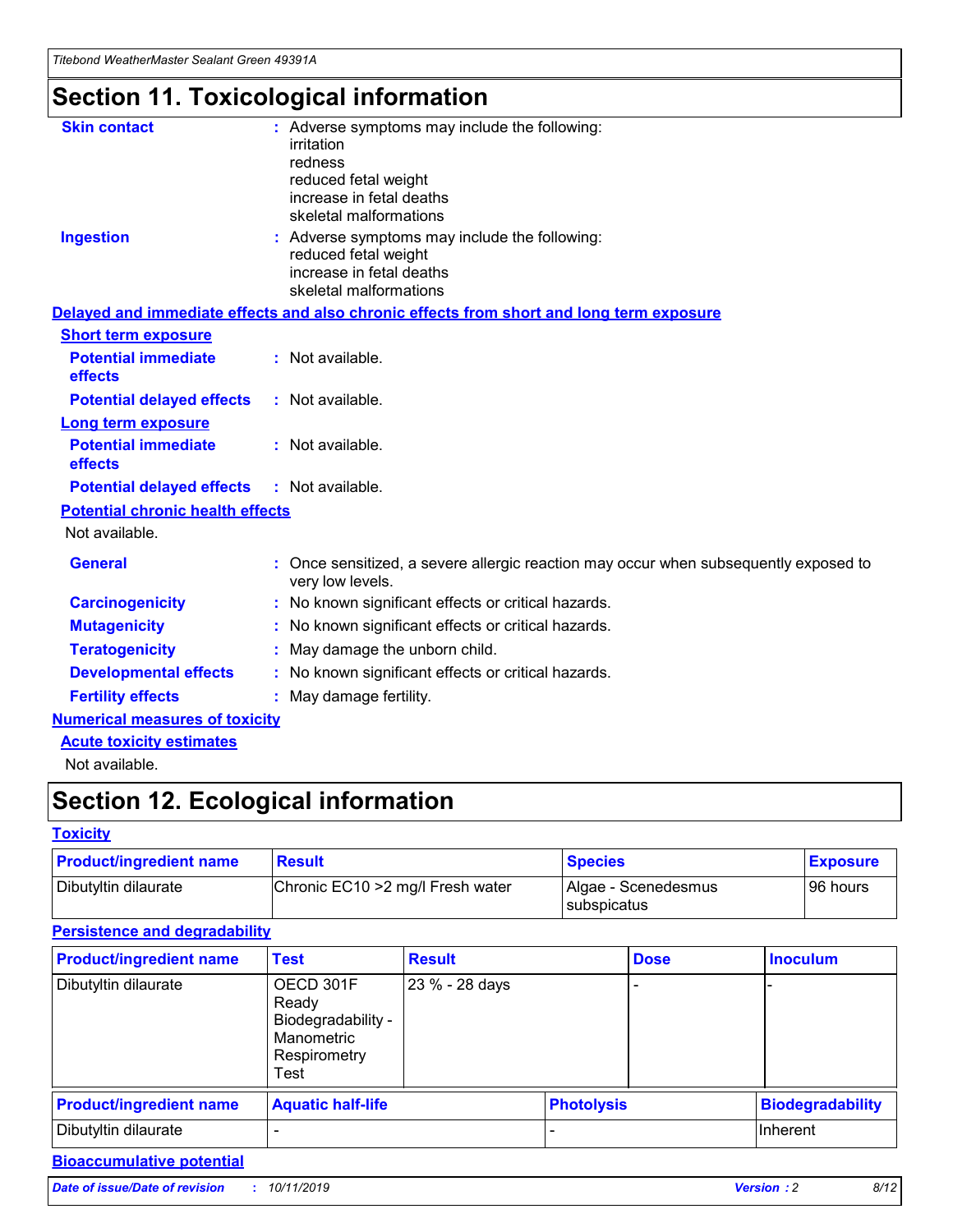# Section 11. Toxicological information

**Skin contact** : Adverse symptoms may include the following:
irritation
redness
reduced fetal weight
increase in fetal deaths
skeletal malformations

**Ingestion** : Adverse symptoms may include the following:
reduced fetal weight
increase in fetal deaths
skeletal malformations

## Delayed and immediate effects and also chronic effects from short and long term exposure

### Short term exposure

**Potential immediate effects** : Not available.

**Potential delayed effects** : Not available.

### Long term exposure

**Potential immediate effects** : Not available.

**Potential delayed effects** : Not available.

### Potential chronic health effects

Not available.

**General** : Once sensitized, a severe allergic reaction may occur when subsequently exposed to very low levels.

**Carcinogenicity** : No known significant effects or critical hazards.

**Mutagenicity** : No known significant effects or critical hazards.

**Teratogenicity** : May damage the unborn child.

**Developmental effects** : No known significant effects or critical hazards.

**Fertility effects** : May damage fertility.

## Numerical measures of toxicity

### Acute toxicity estimates

Not available.

# Section 12. Ecological information

## Toxicity

| Product/ingredient name | Result | Species | Exposure |
|---|---|---|---|
| Dibutyltin dilaurate | Chronic EC10 >2 mg/l Fresh water | Algae - Scenedesmus subspicatus | 96 hours |

## Persistence and degradability

| Product/ingredient name | Test | Result | Dose | Inoculum |
|---|---|---|---|---|
| Dibutyltin dilaurate | OECD 301F Ready Biodegradability - Manometric Respirometry Test | 23 % - 28 days | - | - |

| Product/ingredient name | Aquatic half-life | Photolysis | Biodegradability |
|---|---|---|---|
| Dibutyltin dilaurate | - | - | Inherent |

## Bioaccumulative potential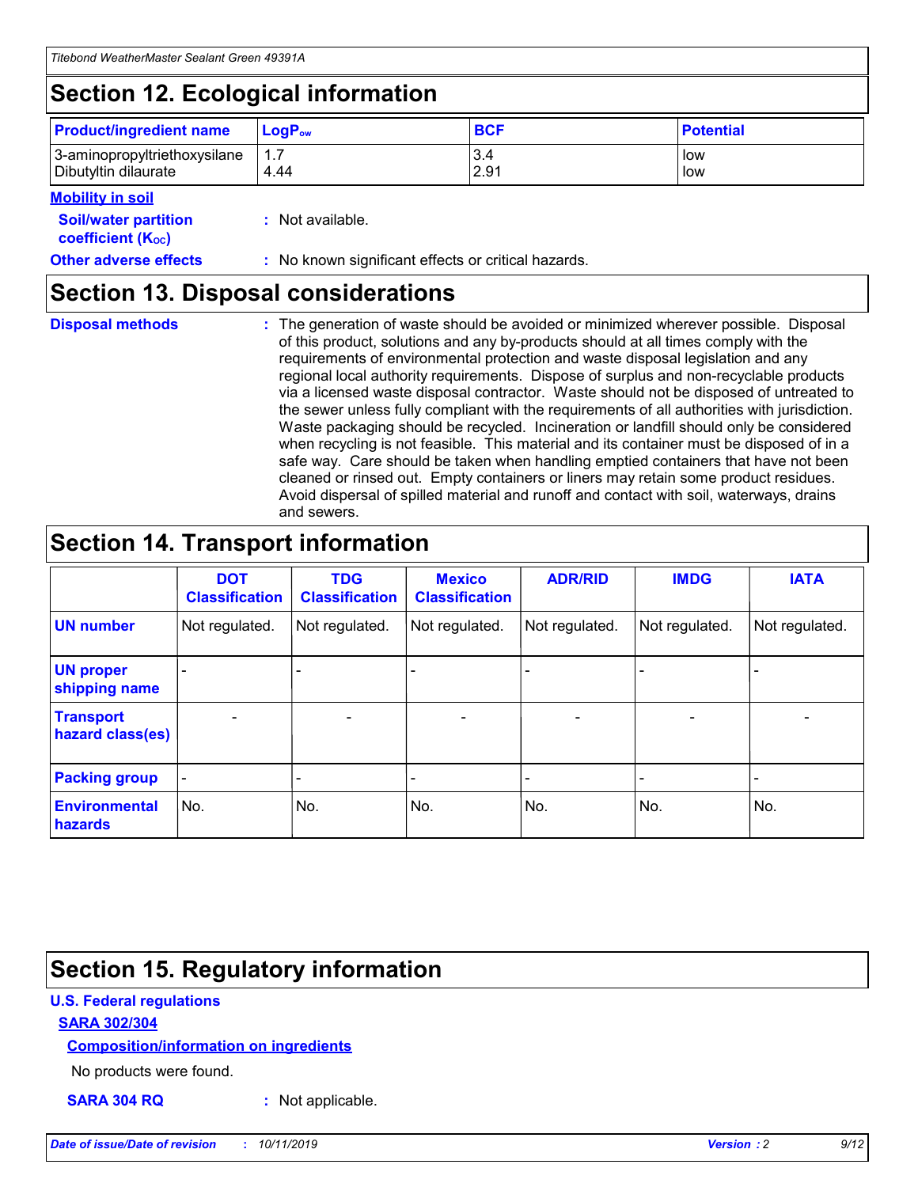## Section 12. Ecological information

| Product/ingredient name | $LogP_{ow}$ | BCF | Potential |
|---|---|---|---|
| 3-aminopropyltriethoxysilane | 1.7 | 3.4 | low |
| Dibutyltin dilaurate | 4.44 | 2.91 | low |

**Mobility in soil**

**Soil/water partition coefficient ($K_{OC}$)** : Not available.

**Other adverse effects** : No known significant effects or critical hazards.

## Section 13. Disposal considerations

**Disposal methods** : The generation of waste should be avoided or minimized wherever possible. Disposal of this product, solutions and any by-products should at all times comply with the requirements of environmental protection and waste disposal legislation and any regional local authority requirements. Dispose of surplus and non-recyclable products via a licensed waste disposal contractor. Waste should not be disposed of untreated to the sewer unless fully compliant with the requirements of all authorities with jurisdiction. Waste packaging should be recycled. Incineration or landfill should only be considered when recycling is not feasible. This material and its container must be disposed of in a safe way. Care should be taken when handling emptied containers that have not been cleaned or rinsed out. Empty containers or liners may retain some product residues. Avoid dispersal of spilled material and runoff and contact with soil, waterways, drains and sewers.

## Section 14. Transport information

| | DOT Classification | TDG Classification | Mexico Classification | ADR/RID | IMDG | IATA |
|---|---|---|---|---|---|---|
| UN number | Not regulated. | Not regulated. | Not regulated. | Not regulated. | Not regulated. | Not regulated. |
| UN proper shipping name | - | - | - | - | - | - |
| Transport hazard class(es) | - | - | - | - | - | - |
| Packing group | - | - | - | - | - | - |
| Environmental hazards | No. | No. | No. | No. | No. | No. |

## Section 15. Regulatory information

**U.S. Federal regulations**

**SARA 302/304**

**Composition/information on ingredients**

No products were found.

**SARA 304 RQ** : Not applicable.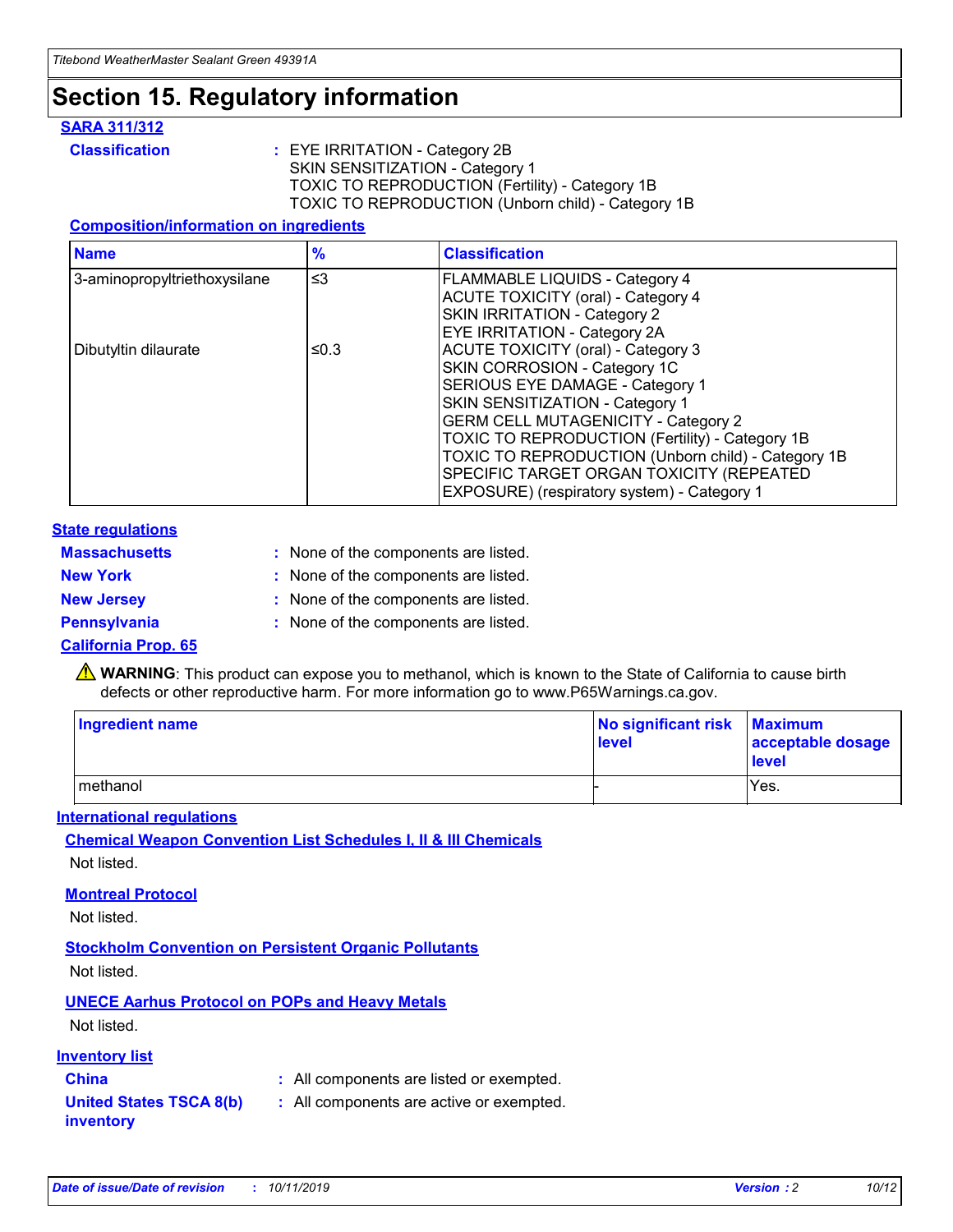# Section 15. Regulatory information

### SARA 311/312

**Classification** : EYE IRRITATION - Category 2B
SKIN SENSITIZATION - Category 1
TOXIC TO REPRODUCTION (Fertility) - Category 1B
TOXIC TO REPRODUCTION (Unborn child) - Category 1B

#### Composition/information on ingredients

| Name | % | Classification |
|---|---|---|
| 3-aminopropyltriethoxysilane | ≤3 | FLAMMABLE LIQUIDS - Category 4<br>ACUTE TOXICITY (oral) - Category 4<br>SKIN IRRITATION - Category 2<br>EYE IRRITATION - Category 2A |
| Dibutyltin dilaurate | ≤0.3 | ACUTE TOXICITY (oral) - Category 3<br>SKIN CORROSION - Category 1C<br>SERIOUS EYE DAMAGE - Category 1<br>SKIN SENSITIZATION - Category 1<br>GERM CELL MUTAGENICITY - Category 2<br>TOXIC TO REPRODUCTION (Fertility) - Category 1B<br>TOXIC TO REPRODUCTION (Unborn child) - Category 1B<br>SPECIFIC TARGET ORGAN TOXICITY (REPEATED EXPOSURE) (respiratory system) - Category 1 |

### State regulations

**Massachusetts** : None of the components are listed.

**New York** : None of the components are listed.

**New Jersey** : None of the components are listed.

**Pennsylvania** : None of the components are listed.

### California Prop. 65

⚠ **WARNING**: This product can expose you to methanol, which is known to the State of California to cause birth defects or other reproductive harm. For more information go to www.P65Warnings.ca.gov.

| Ingredient name | No significant risk level | Maximum acceptable dosage level |
|---|---|---|
| methanol | - | Yes. |

### International regulations

#### Chemical Weapon Convention List Schedules I, II & III Chemicals

Not listed.

#### Montreal Protocol

Not listed.

#### Stockholm Convention on Persistent Organic Pollutants

Not listed.

#### UNECE Aarhus Protocol on POPs and Heavy Metals

Not listed.

### Inventory list

**China** : All components are listed or exempted.

**United States TSCA 8(b) inventory** : All components are active or exempted.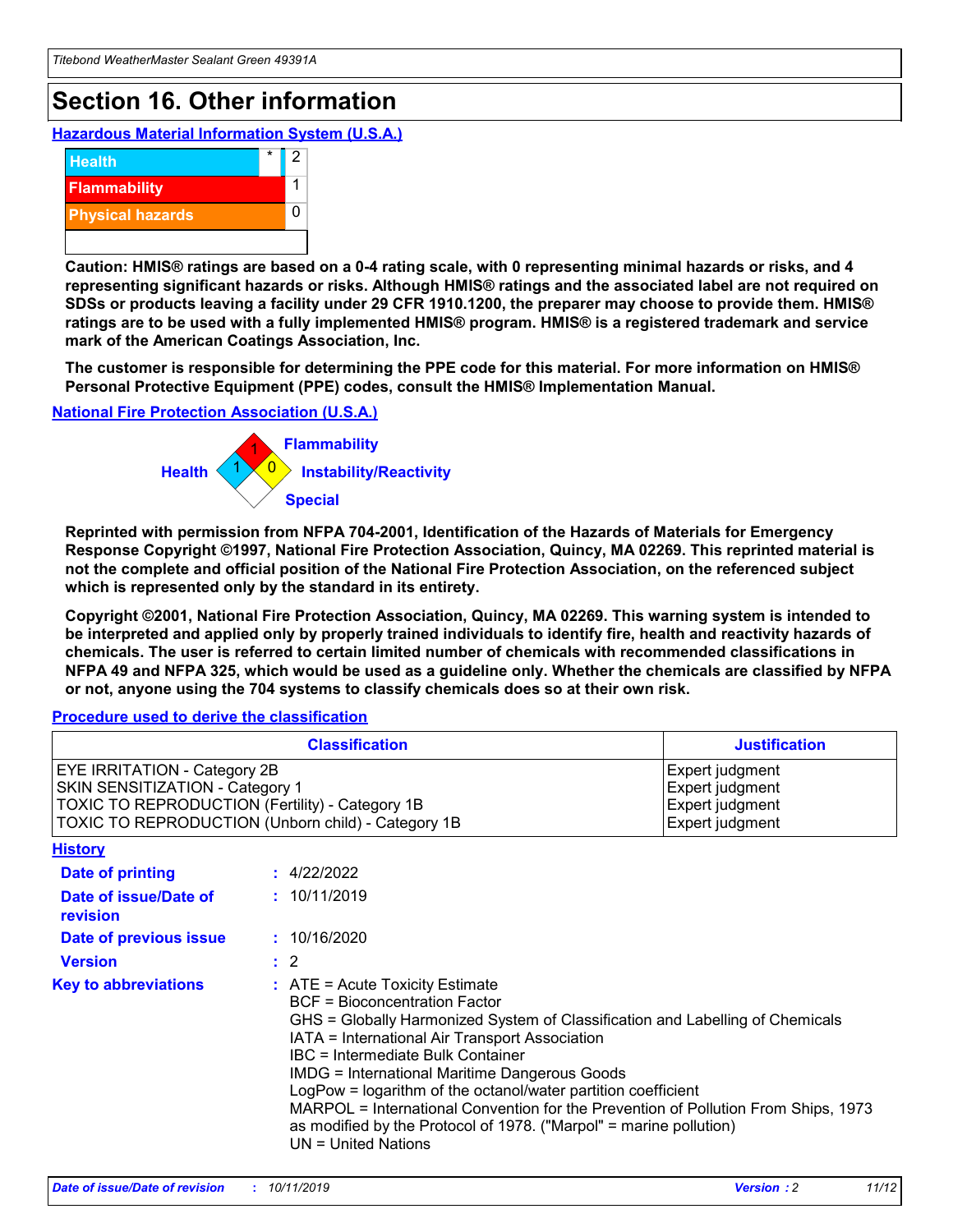# Section 16. Other information

**Hazardous Material Information System (U.S.A.)**

| | | |
|---|---|---|
| Health | * | 2 |
| Flammability | | 1 |
| Physical hazards | | 0 |
| | | |

**Caution: HMIS® ratings are based on a 0-4 rating scale, with 0 representing minimal hazards or risks, and 4 representing significant hazards or risks. Although HMIS® ratings and the associated label are not required on SDSs or products leaving a facility under 29 CFR 1910.1200, the preparer may choose to provide them. HMIS® ratings are to be used with a fully implemented HMIS® program. HMIS® is a registered trademark and service mark of the American Coatings Association, Inc.**

**The customer is responsible for determining the PPE code for this material. For more information on HMIS® Personal Protective Equipment (PPE) codes, consult the HMIS® Implementation Manual.**

**National Fire Protection Association (U.S.A.)**

Health: 1
Flammability: 1
Instability/Reactivity: 0
Special:

**Reprinted with permission from NFPA 704-2001, Identification of the Hazards of Materials for Emergency Response Copyright ©1997, National Fire Protection Association, Quincy, MA 02269. This reprinted material is not the complete and official position of the National Fire Protection Association, on the referenced subject which is represented only by the standard in its entirety.**

**Copyright ©2001, National Fire Protection Association, Quincy, MA 02269. This warning system is intended to be interpreted and applied only by properly trained individuals to identify fire, health and reactivity hazards of chemicals. The user is referred to certain limited number of chemicals with recommended classifications in NFPA 49 and NFPA 325, which would be used as a guideline only. Whether the chemicals are classified by NFPA or not, anyone using the 704 systems to classify chemicals does so at their own risk.**

**Procedure used to derive the classification**

| Classification | Justification |
|---|---|
| EYE IRRITATION - Category 2B | Expert judgment |
| SKIN SENSITIZATION - Category 1 | Expert judgment |
| TOXIC TO REPRODUCTION (Fertility) - Category 1B | Expert judgment |
| TOXIC TO REPRODUCTION (Unborn child) - Category 1B | Expert judgment |

**History**

**Date of printing** : 4/22/2022

**Date of issue/Date of revision** : 10/11/2019

**Date of previous issue** : 10/16/2020

**Version** : 2

**Key to abbreviations** : ATE = Acute Toxicity Estimate
BCF = Bioconcentration Factor
GHS = Globally Harmonized System of Classification and Labelling of Chemicals
IATA = International Air Transport Association
IBC = Intermediate Bulk Container
IMDG = International Maritime Dangerous Goods
LogPow = logarithm of the octanol/water partition coefficient
MARPOL = International Convention for the Prevention of Pollution From Ships, 1973 as modified by the Protocol of 1978. ("Marpol" = marine pollution)
UN = United Nations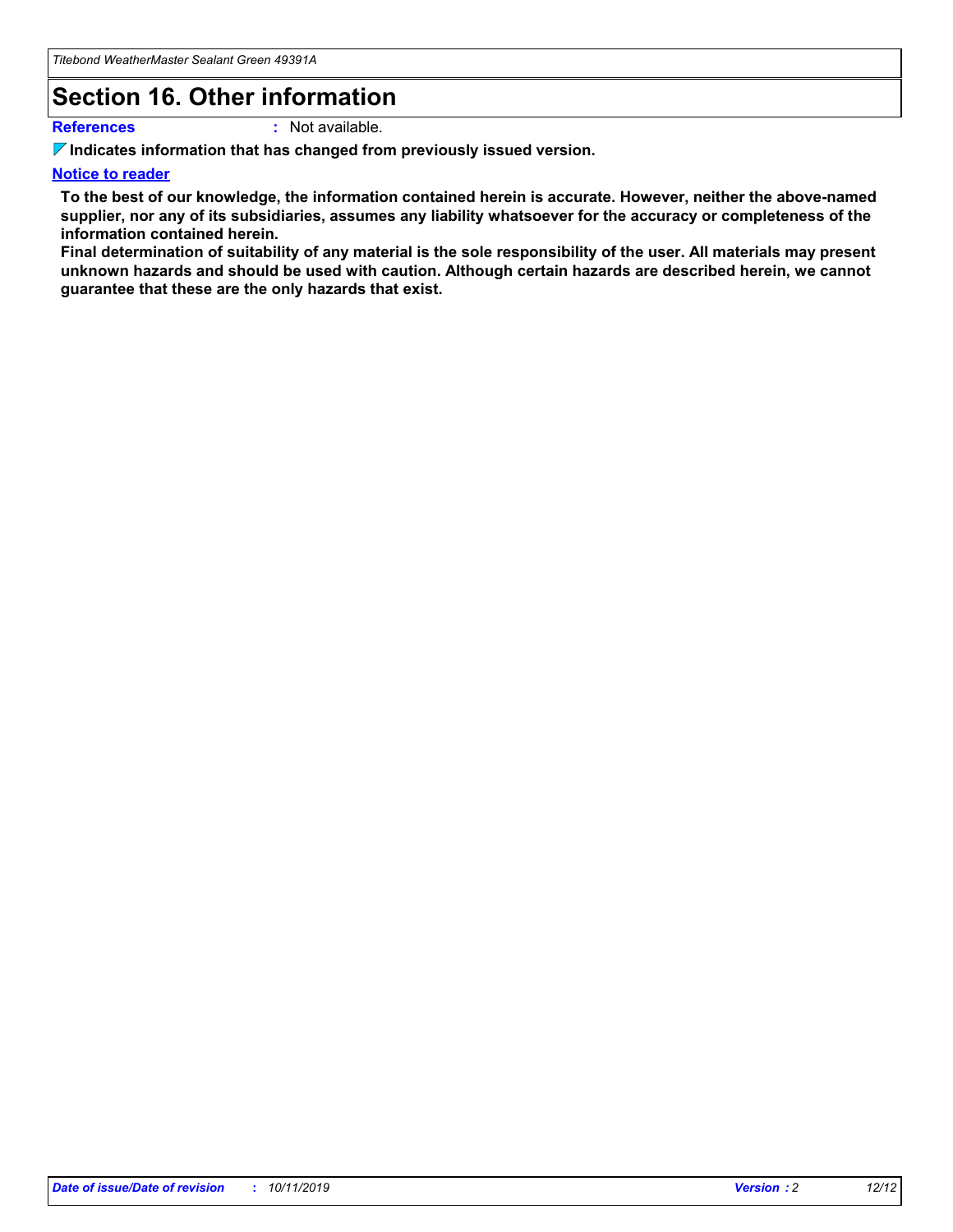# Section 16. Other information

**References** : Not available.

**Indicates information that has changed from previously issued version.**

**Notice to reader**

**To the best of our knowledge, the information contained herein is accurate. However, neither the above-named supplier, nor any of its subsidiaries, assumes any liability whatsoever for the accuracy or completeness of the information contained herein.**

**Final determination of suitability of any material is the sole responsibility of the user. All materials may present unknown hazards and should be used with caution. Although certain hazards are described herein, we cannot guarantee that these are the only hazards that exist.**